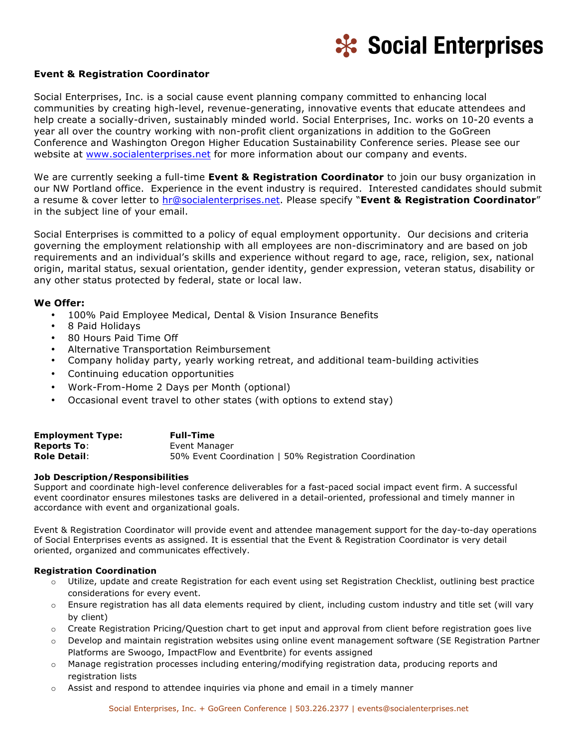# Event & Registration Coordinator

Social Enterprises, Inc. is a social cause event planning company committed to enhancing local communities by creating high-level, revenue-generating, innovative events that educate attendees and help create a socially-driven, sustainably minded world. Social Enterprises, Inc. works on 10-20 events a year all over the country working with non-profit client organizations in addition to the GoGreen Conference and Washington Oregon Higher Education Sustainability Conference series. Please see our website at www.socialenterprises.net for more information about our company and events.

We are currently seeking a full-time **Event & Registration Coordinator** to join our busy organization in our NW Portland office. Experience in the event industry is required. Interested candidates should submit a resume & cover letter to hr@socialenterprises.net. Please specify "**Event & Registration Coordinator**" in the subject line of your email.

Social Enterprises is committed to a policy of equal employment opportunity. Our decisions and criteria governing the employment relationship with all employees are non-discriminatory and are based on job requirements and an individual's skills and experience without regard to age, race, religion, sex, national origin, marital status, sexual orientation, gender identity, gender expression, veteran status, disability or any other status protected by federal, state or local law.

**We Offer:**

- 100% Paid Employee Medical, Dental & Vision Insurance Benefits
- 8 Paid Holidays
- 80 Hours Paid Time Off
- Alternative Transportation Reimbursement
- Company holiday party, yearly working retreat, and additional team-building activities
- Continuing education opportunities
- Work-From-Home 2 Days per Month (optional)
- Occasional event travel to other states (with options to extend stay)

| | |
|---|---|
| **Employment Type:** | **Full-Time** |
| **Reports To**: | Event Manager |
| **Role Detail**: | 50% Event Coordination \| 50% Registration Coordination |

**Job Description/Responsibilities**

Support and coordinate high-level conference deliverables for a fast-paced social impact event firm. A successful event coordinator ensures milestones tasks are delivered in a detail-oriented, professional and timely manner in accordance with event and organizational goals.

Event & Registration Coordinator will provide event and attendee management support for the day-to-day operations of Social Enterprises events as assigned. It is essential that the Event & Registration Coordinator is very detail oriented, organized and communicates effectively.

**Registration Coordination**

- Utilize, update and create Registration for each event using set Registration Checklist, outlining best practice considerations for every event.
- Ensure registration has all data elements required by client, including custom industry and title set (will vary by client)
- Create Registration Pricing/Question chart to get input and approval from client before registration goes live
- Develop and maintain registration websites using online event management software (SE Registration Partner Platforms are Swoogo, ImpactFlow and Eventbrite) for events assigned
- Manage registration processes including entering/modifying registration data, producing reports and registration lists
- Assist and respond to attendee inquiries via phone and email in a timely manner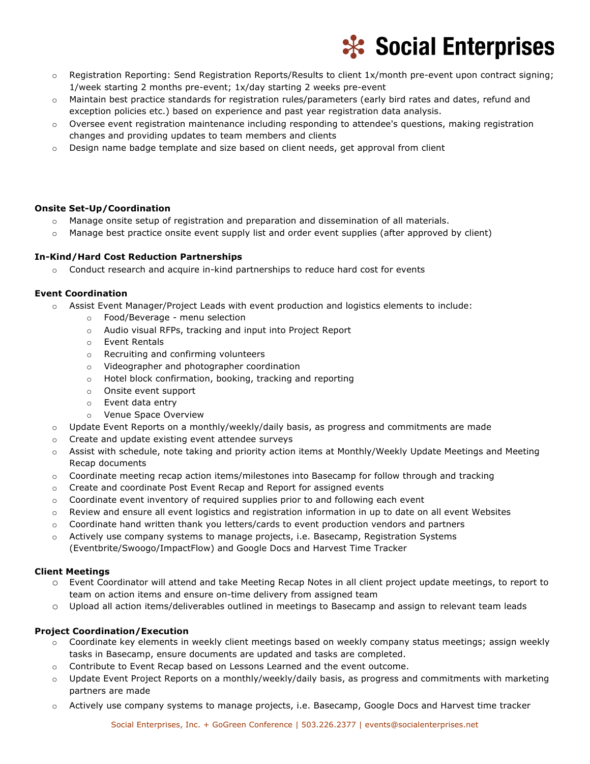- Registration Reporting: Send Registration Reports/Results to client 1x/month pre-event upon contract signing; 1/week starting 2 months pre-event; 1x/day starting 2 weeks pre-event
- Maintain best practice standards for registration rules/parameters (early bird rates and dates, refund and exception policies etc.) based on experience and past year registration data analysis.
- Oversee event registration maintenance including responding to attendee's questions, making registration changes and providing updates to team members and clients
- Design name badge template and size based on client needs, get approval from client

**Onsite Set-Up/Coordination**

- Manage onsite setup of registration and preparation and dissemination of all materials.
- Manage best practice onsite event supply list and order event supplies (after approved by client)

**In-Kind/Hard Cost Reduction Partnerships**

- Conduct research and acquire in-kind partnerships to reduce hard cost for events

**Event Coordination**

- Assist Event Manager/Project Leads with event production and logistics elements to include:
  - Food/Beverage - menu selection
  - Audio visual RFPs, tracking and input into Project Report
  - Event Rentals
  - Recruiting and confirming volunteers
  - Videographer and photographer coordination
  - Hotel block confirmation, booking, tracking and reporting
  - Onsite event support
  - Event data entry
  - Venue Space Overview
- Update Event Reports on a monthly/weekly/daily basis, as progress and commitments are made
- Create and update existing event attendee surveys
- Assist with schedule, note taking and priority action items at Monthly/Weekly Update Meetings and Meeting Recap documents
- Coordinate meeting recap action items/milestones into Basecamp for follow through and tracking
- Create and coordinate Post Event Recap and Report for assigned events
- Coordinate event inventory of required supplies prior to and following each event
- Review and ensure all event logistics and registration information in up to date on all event Websites
- Coordinate hand written thank you letters/cards to event production vendors and partners
- Actively use company systems to manage projects, i.e. Basecamp, Registration Systems (Eventbrite/Swoogo/ImpactFlow) and Google Docs and Harvest Time Tracker

**Client Meetings**

- Event Coordinator will attend and take Meeting Recap Notes in all client project update meetings, to report to team on action items and ensure on-time delivery from assigned team
- Upload all action items/deliverables outlined in meetings to Basecamp and assign to relevant team leads

**Project Coordination/Execution**

- Coordinate key elements in weekly client meetings based on weekly company status meetings; assign weekly tasks in Basecamp, ensure documents are updated and tasks are completed.
- Contribute to Event Recap based on Lessons Learned and the event outcome.
- Update Event Project Reports on a monthly/weekly/daily basis, as progress and commitments with marketing partners are made
- Actively use company systems to manage projects, i.e. Basecamp, Google Docs and Harvest time tracker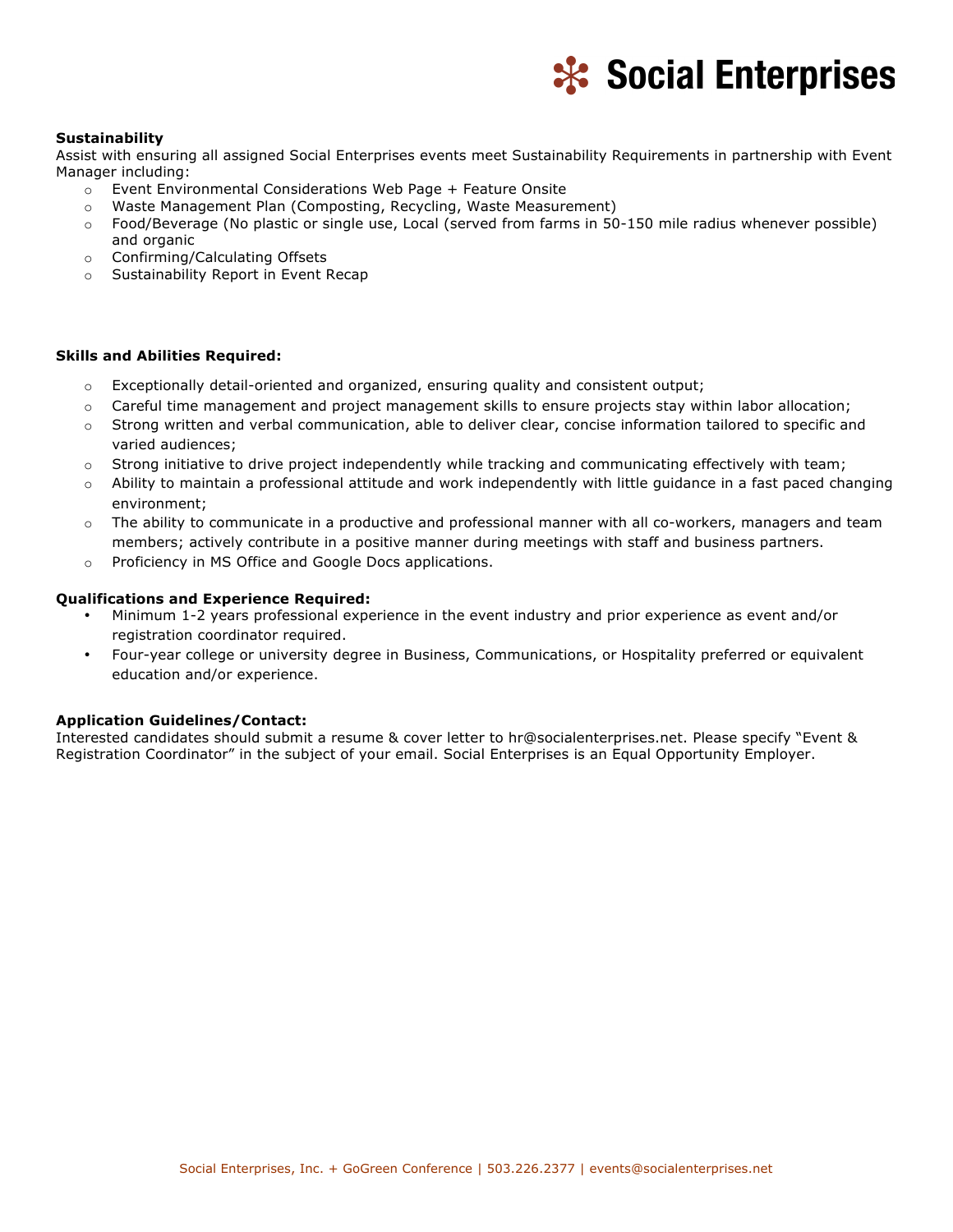**Sustainability**

Assist with ensuring all assigned Social Enterprises events meet Sustainability Requirements in partnership with Event Manager including:

- Event Environmental Considerations Web Page + Feature Onsite
- Waste Management Plan (Composting, Recycling, Waste Measurement)
- Food/Beverage (No plastic or single use, Local (served from farms in 50-150 mile radius whenever possible) and organic
- Confirming/Calculating Offsets
- Sustainability Report in Event Recap

**Skills and Abilities Required:**

- Exceptionally detail-oriented and organized, ensuring quality and consistent output;
- Careful time management and project management skills to ensure projects stay within labor allocation;
- Strong written and verbal communication, able to deliver clear, concise information tailored to specific and varied audiences;
- Strong initiative to drive project independently while tracking and communicating effectively with team;
- Ability to maintain a professional attitude and work independently with little guidance in a fast paced changing environment;
- The ability to communicate in a productive and professional manner with all co-workers, managers and team members; actively contribute in a positive manner during meetings with staff and business partners.
- Proficiency in MS Office and Google Docs applications.

**Qualifications and Experience Required:**

- Minimum 1-2 years professional experience in the event industry and prior experience as event and/or registration coordinator required.
- Four-year college or university degree in Business, Communications, or Hospitality preferred or equivalent education and/or experience.

**Application Guidelines/Contact:**

Interested candidates should submit a resume & cover letter to hr@socialenterprises.net. Please specify "Event & Registration Coordinator" in the subject of your email. Social Enterprises is an Equal Opportunity Employer.